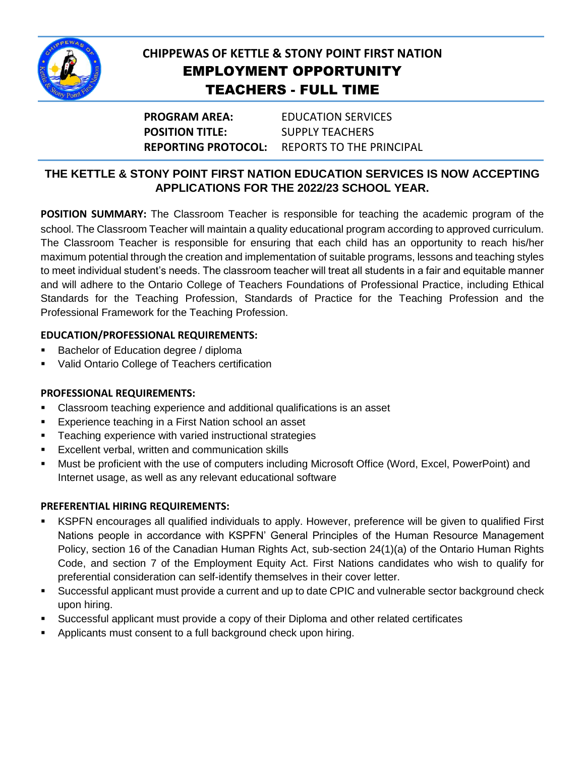# CHIPPEWAS OF KETTLE & STONY POINT FIRST NATION

## EMPLOYMENT OPPORTUNITY

## TEACHERS - FULL TIME

**PROGRAM AREA:** EDUCATION SERVICES
**POSITION TITLE:** SUPPLY TEACHERS
**REPORTING PROTOCOL:** REPORTS TO THE PRINCIPAL

**THE KETTLE & STONY POINT FIRST NATION EDUCATION SERVICES IS NOW ACCEPTING APPLICATIONS FOR THE 2022/23 SCHOOL YEAR.**

**POSITION SUMMARY:** The Classroom Teacher is responsible for teaching the academic program of the school. The Classroom Teacher will maintain a quality educational program according to approved curriculum. The Classroom Teacher is responsible for ensuring that each child has an opportunity to reach his/her maximum potential through the creation and implementation of suitable programs, lessons and teaching styles to meet individual student's needs. The classroom teacher will treat all students in a fair and equitable manner and will adhere to the Ontario College of Teachers Foundations of Professional Practice, including Ethical Standards for the Teaching Profession, Standards of Practice for the Teaching Profession and the Professional Framework for the Teaching Profession.

**EDUCATION/PROFESSIONAL REQUIREMENTS:**

- Bachelor of Education degree / diploma
- Valid Ontario College of Teachers certification

**PROFESSIONAL REQUIREMENTS:**

- Classroom teaching experience and additional qualifications is an asset
- Experience teaching in a First Nation school an asset
- Teaching experience with varied instructional strategies
- Excellent verbal, written and communication skills
- Must be proficient with the use of computers including Microsoft Office (Word, Excel, PowerPoint) and Internet usage, as well as any relevant educational software

**PREFERENTIAL HIRING REQUIREMENTS:**

- KSPFN encourages all qualified individuals to apply. However, preference will be given to qualified First Nations people in accordance with KSPFN' General Principles of the Human Resource Management Policy, section 16 of the Canadian Human Rights Act, sub-section 24(1)(a) of the Ontario Human Rights Code, and section 7 of the Employment Equity Act. First Nations candidates who wish to qualify for preferential consideration can self-identify themselves in their cover letter.
- Successful applicant must provide a current and up to date CPIC and vulnerable sector background check upon hiring.
- Successful applicant must provide a copy of their Diploma and other related certificates
- Applicants must consent to a full background check upon hiring.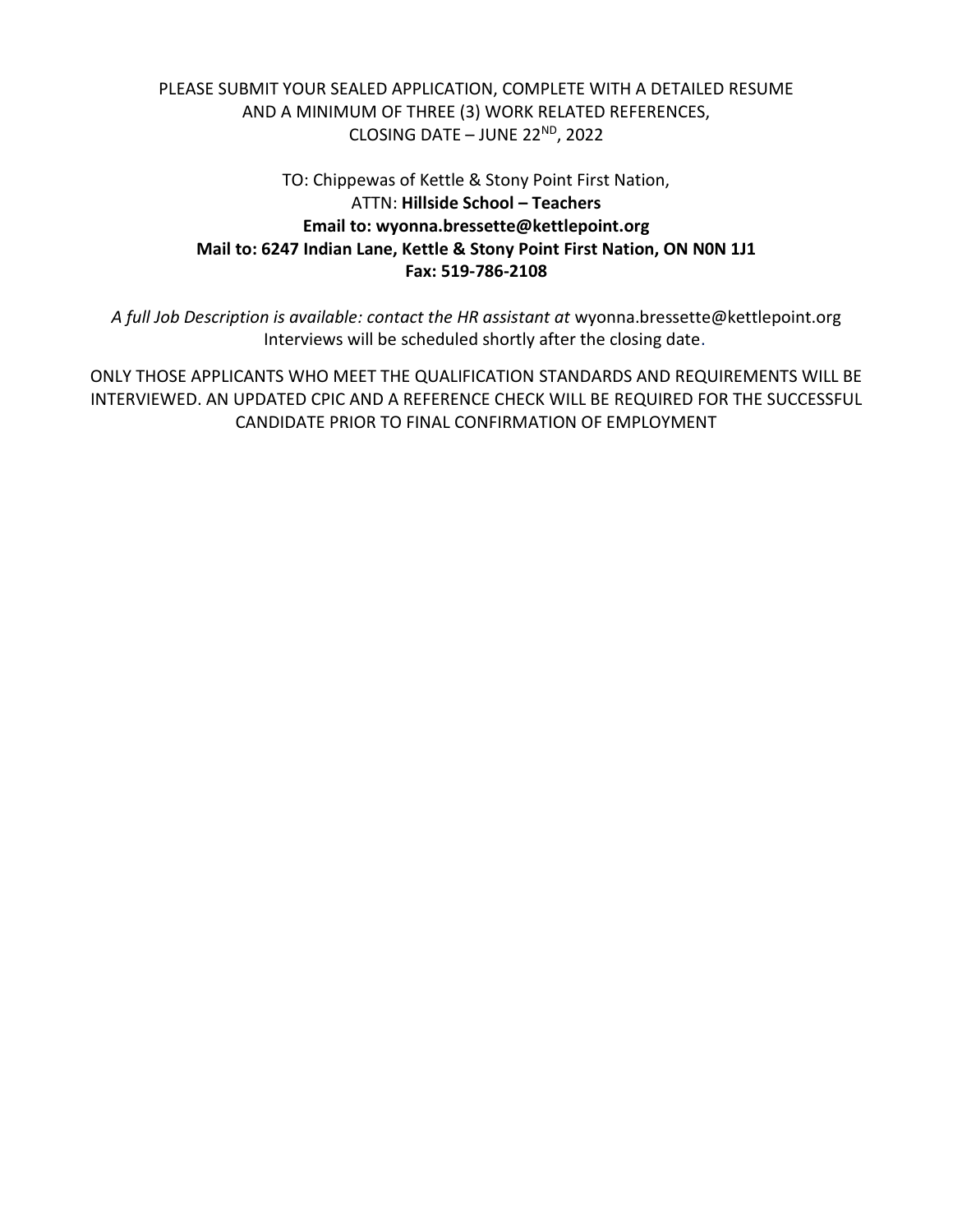PLEASE SUBMIT YOUR SEALED APPLICATION, COMPLETE WITH A DETAILED RESUME AND A MINIMUM OF THREE (3) WORK RELATED REFERENCES, CLOSING DATE – JUNE 22ND, 2022

TO: Chippewas of Kettle & Stony Point First Nation,
ATTN: **Hillside School – Teachers**
**Email to: wyonna.bressette@kettlepoint.org**
**Mail to: 6247 Indian Lane, Kettle & Stony Point First Nation, ON N0N 1J1**
**Fax: 519-786-2108**

*A full Job Description is available: contact the HR assistant at* wyonna.bressette@kettlepoint.org
Interviews will be scheduled shortly after the closing date.

ONLY THOSE APPLICANTS WHO MEET THE QUALIFICATION STANDARDS AND REQUIREMENTS WILL BE INTERVIEWED. AN UPDATED CPIC AND A REFERENCE CHECK WILL BE REQUIRED FOR THE SUCCESSFUL CANDIDATE PRIOR TO FINAL CONFIRMATION OF EMPLOYMENT